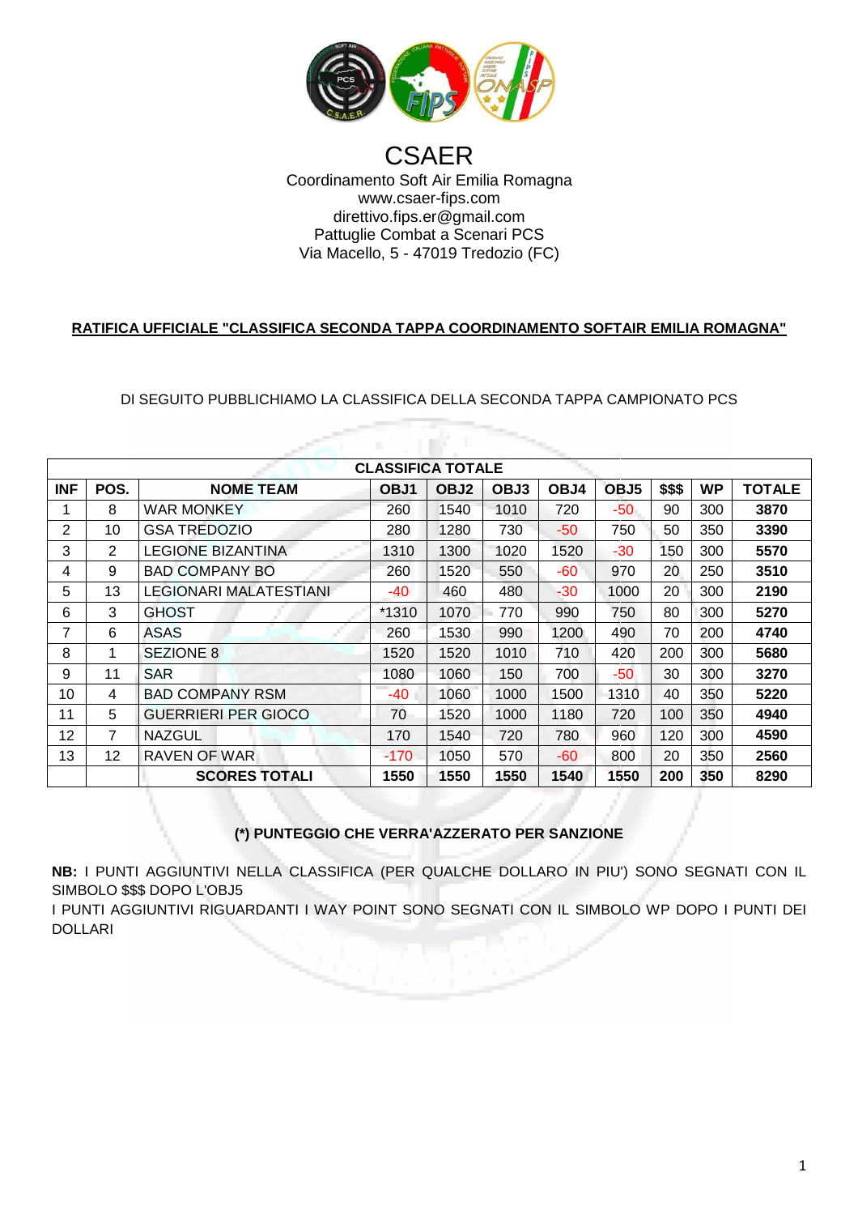# CSAER

Coordinamento Soft Air Emilia Romagna
www.csaer-fips.com
direttivo.fips.er@gmail.com
Pattuglie Combat a Scenari PCS
Via Macello, 5 - 47019 Tredozio (FC)

**RATIFICA UFFICIALE "CLASSIFICA SECONDA TAPPA COORDINAMENTO SOFTAIR EMILIA ROMAGNA"**

DI SEGUITO PUBBLICHIAMO LA CLASSIFICA DELLA SECONDA TAPPA CAMPIONATO PCS

| **CLASSIFICA TOTALE** | | | | | | | | | | | |
|---|---|---|---|---|---|---|---|---|---|---|---|
| **INF** | **POS.** | **NOME TEAM** | **OBJ1** | **OBJ2** | **OBJ3** | **OBJ4** | **OBJ5** | **$$$** | **WP** | **TOTALE** |
| 1 | 8 | WAR MONKEY | 260 | 1540 | 1010 | 720 | -50 | 90 | 300 | **3870** |
| 2 | 10 | GSA TREDOZIO | 280 | 1280 | 730 | -50 | 750 | 50 | 350 | **3390** |
| 3 | 2 | LEGIONE BIZANTINA | 1310 | 1300 | 1020 | 1520 | -30 | 150 | 300 | **5570** |
| 4 | 9 | BAD COMPANY BO | 260 | 1520 | 550 | -60 | 970 | 20 | 250 | **3510** |
| 5 | 13 | LEGIONARI MALATESTIANI | -40 | 460 | 480 | -30 | 1000 | 20 | 300 | **2190** |
| 6 | 3 | GHOST | *1310 | 1070 | 770 | 990 | 750 | 80 | 300 | **5270** |
| 7 | 6 | ASAS | 260 | 1530 | 990 | 1200 | 490 | 70 | 200 | **4740** |
| 8 | 1 | SEZIONE 8 | 1520 | 1520 | 1010 | 710 | 420 | 200 | 300 | **5680** |
| 9 | 11 | SAR | 1080 | 1060 | 150 | 700 | -50 | 30 | 300 | **3270** |
| 10 | 4 | BAD COMPANY RSM | -40 | 1060 | 1000 | 1500 | 1310 | 40 | 350 | **5220** |
| 11 | 5 | GUERRIERI PER GIOCO | 70 | 1520 | 1000 | 1180 | 720 | 100 | 350 | **4940** |
| 12 | 7 | NAZGUL | 170 | 1540 | 720 | 780 | 960 | 120 | 300 | **4590** |
| 13 | 12 | RAVEN OF WAR | -170 | 1050 | 570 | -60 | 800 | 20 | 350 | **2560** |
| | | **SCORES TOTALI** | **1550** | **1550** | **1550** | **1540** | **1550** | **200** | **350** | **8290** |

**(*) PUNTEGGIO CHE VERRA'AZZERATO PER SANZIONE**

**NB:** I PUNTI AGGIUNTIVI NELLA CLASSIFICA (PER QUALCHE DOLLARO IN PIU') SONO SEGNATI CON IL SIMBOLO $$$ DOPO L'OBJ5
I PUNTI AGGIUNTIVI RIGUARDANTI I WAY POINT SONO SEGNATI CON IL SIMBOLO WP DOPO I PUNTI DEI DOLLARI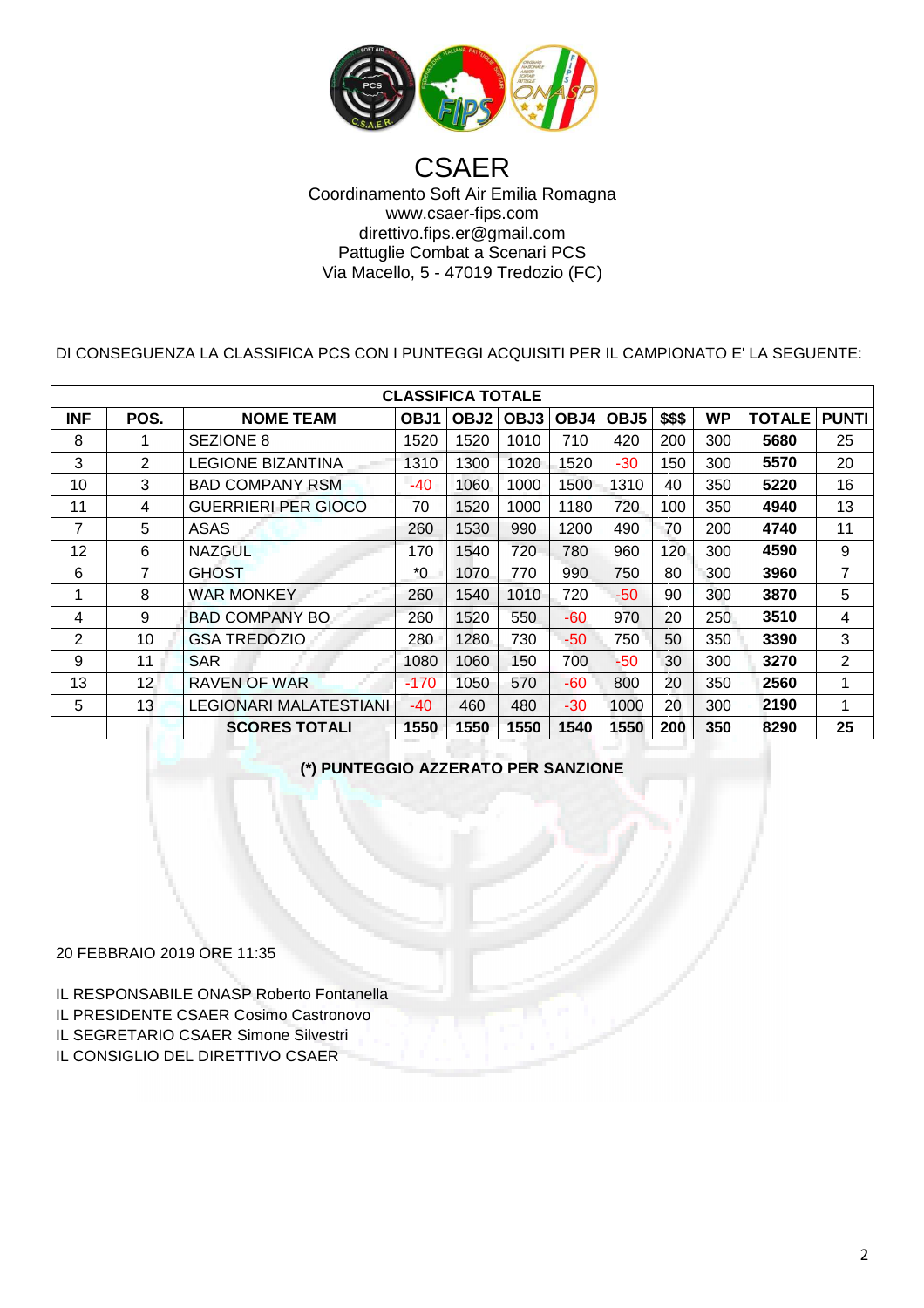# CSAER

Coordinamento Soft Air Emilia Romagna
www.csaer-fips.com
direttivo.fips.er@gmail.com
Pattuglie Combat a Scenari PCS
Via Macello, 5 - 47019 Tredozio (FC)

DI CONSEGUENZA LA CLASSIFICA PCS CON I PUNTEGGI ACQUISITI PER IL CAMPIONATO E' LA SEGUENTE:

| CLASSIFICA TOTALE | | | | | | | | | | | | |
|---|---|---|---|---|---|---|---|---|---|---|---|---|
| **INF** | **POS.** | **NOME TEAM** | **OBJ1** | **OBJ2** | **OBJ3** | **OBJ4** | **OBJ5** | **$$$** | **WP** | **TOTALE** | **PUNTI** |
| 8 | 1 | SEZIONE 8 | 1520 | 1520 | 1010 | 710 | 420 | 200 | 300 | **5680** | 25 |
| 3 | 2 | LEGIONE BIZANTINA | 1310 | 1300 | 1020 | 1520 | -30 | 150 | 300 | **5570** | 20 |
| 10 | 3 | BAD COMPANY RSM | -40 | 1060 | 1000 | 1500 | 1310 | 40 | 350 | **5220** | 16 |
| 11 | 4 | GUERRIERI PER GIOCO | 70 | 1520 | 1000 | 1180 | 720 | 100 | 350 | **4940** | 13 |
| 7 | 5 | ASAS | 260 | 1530 | 990 | 1200 | 490 | 70 | 200 | **4740** | 11 |
| 12 | 6 | NAZGUL | 170 | 1540 | 720 | 780 | 960 | 120 | 300 | **4590** | 9 |
| 6 | 7 | GHOST | *0 | 1070 | 770 | 990 | 750 | 80 | 300 | **3960** | 7 |
| 1 | 8 | WAR MONKEY | 260 | 1540 | 1010 | 720 | -50 | 90 | 300 | **3870** | 5 |
| 4 | 9 | BAD COMPANY BO | 260 | 1520 | 550 | -60 | 970 | 20 | 250 | **3510** | 4 |
| 2 | 10 | GSA TREDOZIO | 280 | 1280 | 730 | -50 | 750 | 50 | 350 | **3390** | 3 |
| 9 | 11 | SAR | 1080 | 1060 | 150 | 700 | -50 | 30 | 300 | **3270** | 2 |
| 13 | 12 | RAVEN OF WAR | -170 | 1050 | 570 | -60 | 800 | 20 | 350 | **2560** | 1 |
| 5 | 13 | LEGIONARI MALATESTIANI | -40 | 460 | 480 | -30 | 1000 | 20 | 300 | **2190** | 1 |
| | | **SCORES TOTALI** | **1550** | **1550** | **1550** | **1540** | **1550** | **200** | **350** | **8290** | **25** |

**(*) PUNTEGGIO AZZERATO PER SANZIONE**

20 FEBBRAIO 2019 ORE 11:35

IL RESPONSABILE ONASP Roberto Fontanella
IL PRESIDENTE CSAER Cosimo Castronovo
IL SEGRETARIO CSAER Simone Silvestri
IL CONSIGLIO DEL DIRETTIVO CSAER